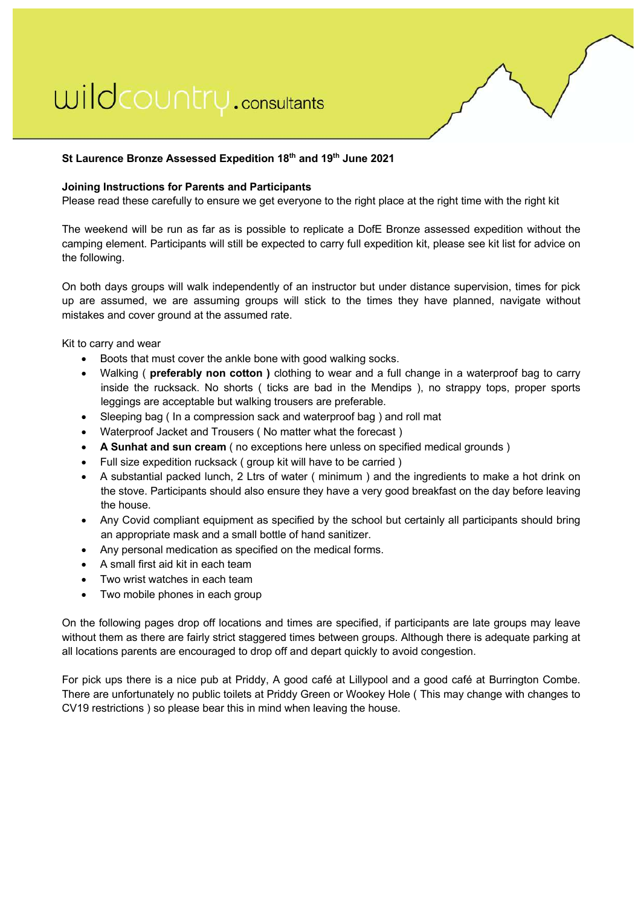wildcountry.consultants

**St Laurence Bronze Assessed Expedition 18th and 19th June 2021**

**Joining Instructions for Parents and Participants**
Please read these carefully to ensure we get everyone to the right place at the right time with the right kit

The weekend will be run as far as is possible to replicate a DofE Bronze assessed expedition without the camping element. Participants will still be expected to carry full expedition kit, please see kit list for advice on the following.

On both days groups will walk independently of an instructor but under distance supervision, times for pick up are assumed, we are assuming groups will stick to the times they have planned, navigate without mistakes and cover ground at the assumed rate.

Kit to carry and wear

- Boots that must cover the ankle bone with good walking socks.
- Walking ( **preferably non cotton )** clothing to wear and a full change in a waterproof bag to carry inside the rucksack. No shorts ( ticks are bad in the Mendips ), no strappy tops, proper sports leggings are acceptable but walking trousers are preferable.
- Sleeping bag ( In a compression sack and waterproof bag ) and roll mat
- Waterproof Jacket and Trousers ( No matter what the forecast )
- **A Sunhat and sun cream** ( no exceptions here unless on specified medical grounds )
- Full size expedition rucksack ( group kit will have to be carried )
- A substantial packed lunch, 2 Ltrs of water ( minimum ) and the ingredients to make a hot drink on the stove. Participants should also ensure they have a very good breakfast on the day before leaving the house.
- Any Covid compliant equipment as specified by the school but certainly all participants should bring an appropriate mask and a small bottle of hand sanitizer.
- Any personal medication as specified on the medical forms.
- A small first aid kit in each team
- Two wrist watches in each team
- Two mobile phones in each group

On the following pages drop off locations and times are specified, if participants are late groups may leave without them as there are fairly strict staggered times between groups. Although there is adequate parking at all locations parents are encouraged to drop off and depart quickly to avoid congestion.

For pick ups there is a nice pub at Priddy, A good café at Lillypool and a good café at Burrington Combe. There are unfortunately no public toilets at Priddy Green or Wookey Hole ( This may change with changes to CV19 restrictions ) so please bear this in mind when leaving the house.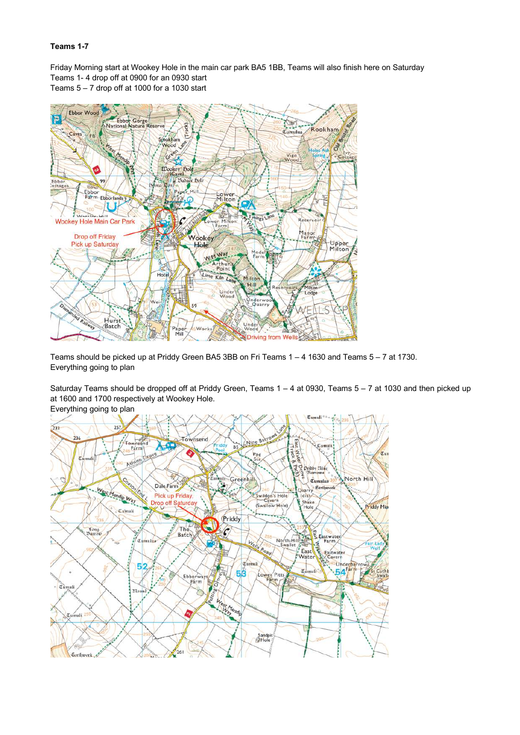**Teams 1-7**

Friday Morning start at Wookey Hole in the main car park BA5 1BB, Teams will also finish here on Saturday
Teams 1- 4 drop off at 0900 for an 0930 start
Teams 5 – 7 drop off at 1000 for a 1030 start

Teams should be picked up at Priddy Green BA5 3BB on Fri Teams 1 – 4 1630 and Teams 5 – 7 at 1730.
Everything going to plan

Saturday Teams should be dropped off at Priddy Green, Teams 1 – 4 at 0930, Teams 5 – 7 at 1030 and then picked up at 1600 and 1700 respectively at Wookey Hole.
Everything going to plan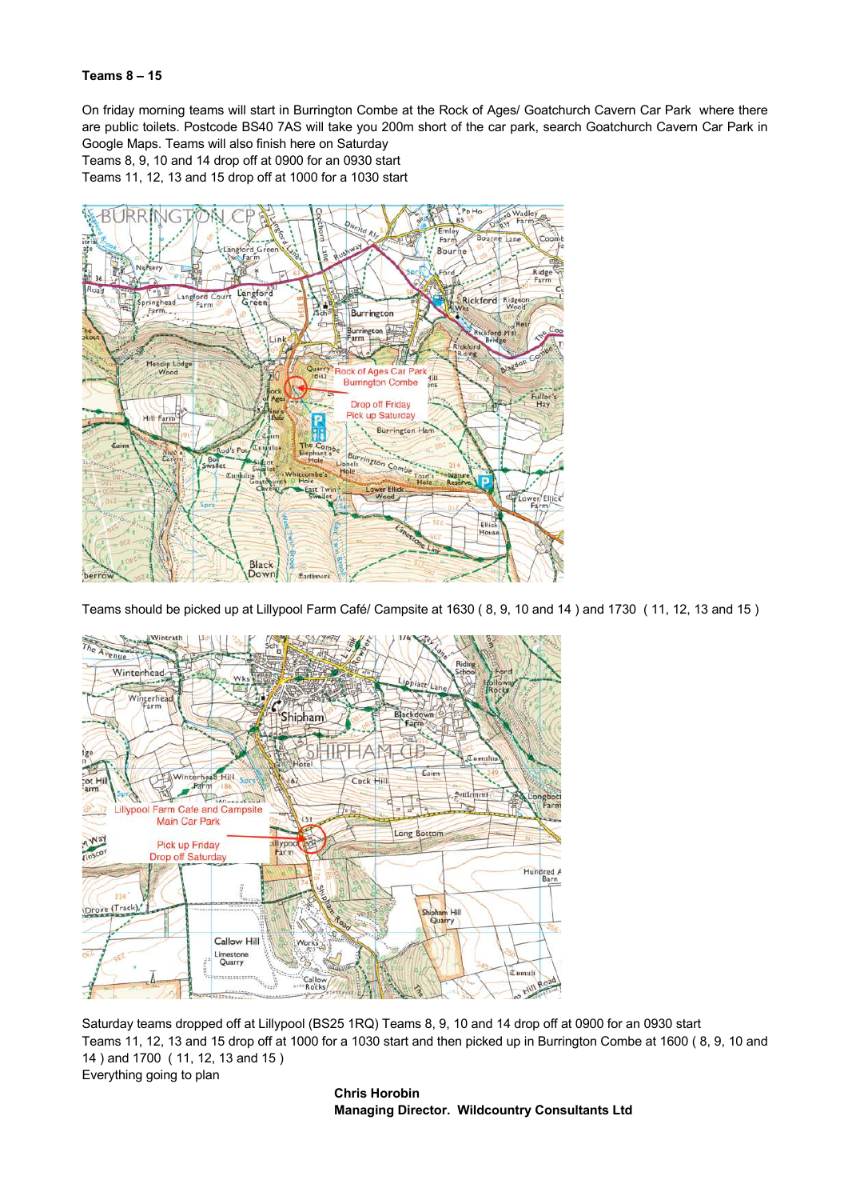**Teams 8 – 15**

On friday morning teams will start in Burrington Combe at the Rock of Ages/ Goatchurch Cavern Car Park where there are public toilets. Postcode BS40 7AS will take you 200m short of the car park, search Goatchurch Cavern Car Park in Google Maps. Teams will also finish here on Saturday

Teams 8, 9, 10 and 14 drop off at 0900 for an 0930 start

Teams 11, 12, 13 and 15 drop off at 1000 for a 1030 start

Rock of Ages Car Park
Burrington Combe

Drop off Friday
Pick up Saturday

Teams should be picked up at Lillypool Farm Café/ Campsite at 1630 ( 8, 9, 10 and 14 ) and 1730 ( 11, 12, 13 and 15 )

Lillypool Farm Cafe and Campsite
Main Car Park

Pick up Friday
Drop off Saturday

Saturday teams dropped off at Lillypool (BS25 1RQ) Teams 8, 9, 10 and 14 drop off at 0900 for an 0930 start

Teams 11, 12, 13 and 15 drop off at 1000 for a 1030 start and then picked up in Burrington Combe at 1600 ( 8, 9, 10 and 14 ) and 1700 ( 11, 12, 13 and 15 )

Everything going to plan

**Chris Horobin**
**Managing Director. Wildcountry Consultants Ltd**